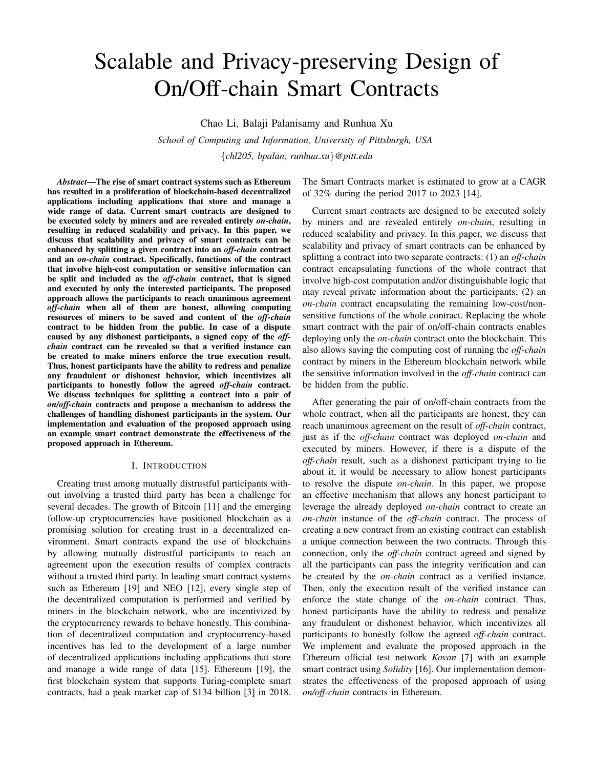# Scalable and Privacy-preserving Design of On/Off-chain Smart Contracts

Chao Li, Balaji Palanisamy and Runhua Xu

*School of Computing and Information, University of Pittsburgh, USA*

{*chl205, bpalan, runhua.xu*}*@pitt.edu*

***Abstract*—The rise of smart contract systems such as Ethereum has resulted in a proliferation of blockchain-based decentralized applications including applications that store and manage a wide range of data. Current smart contracts are designed to be executed solely by miners and are revealed entirely *on-chain*, resulting in reduced scalability and privacy. In this paper, we discuss that scalability and privacy of smart contracts can be enhanced by splitting a given contract into an *off-chain* contract and an *on-chain* contract. Specifically, functions of the contract that involve high-cost computation or sensitive information can be split and included as the *off-chain* contract, that is signed and executed by only the interested participants. The proposed approach allows the participants to reach unanimous agreement *off-chain* when all of them are honest, allowing computing resources of miners to be saved and content of the *off-chain* contract to be hidden from the public. In case of a dispute caused by any dishonest participants, a signed copy of the *off-chain* contract can be revealed so that a verified instance can be created to make miners enforce the true execution result. Thus, honest participants have the ability to redress and penalize any fraudulent or dishonest behavior, which incentivizes all participants to honestly follow the agreed *off-chain* contract. We discuss techniques for splitting a contract into a pair of *on/off-chain* contracts and propose a mechanism to address the challenges of handling dishonest participants in the system. Our implementation and evaluation of the proposed approach using an example smart contract demonstrate the effectiveness of the proposed approach in Ethereum.**

## I. Introduction

Creating trust among mutually distrustful participants without involving a trusted third party has been a challenge for several decades. The growth of Bitcoin [11] and the emerging follow-up cryptocurrencies have positioned blockchain as a promising solution for creating trust in a decentralized environment. Smart contracts expand the use of blockchains by allowing mutually distrustful participants to reach an agreement upon the execution results of complex contracts without a trusted third party. In leading smart contract systems such as Ethereum [19] and NEO [12], every single step of the decentralized computation is performed and verified by miners in the blockchain network, who are incentivized by the cryptocurrency rewards to behave honestly. This combination of decentralized computation and cryptocurrency-based incentives has led to the development of a large number of decentralized applications including applications that store and manage a wide range of data [15]. Ethereum [19], the first blockchain system that supports Turing-complete smart contracts, had a peak market cap of $134 billion [3] in 2018. The Smart Contracts market is estimated to grow at a CAGR of 32% during the period 2017 to 2023 [14].

Current smart contracts are designed to be executed solely by miners and are revealed entirely *on-chain*, resulting in reduced scalability and privacy. In this paper, we discuss that scalability and privacy of smart contracts can be enhanced by splitting a contract into two separate contracts: (1) an *off-chain* contract encapsulating functions of the whole contract that involve high-cost computation and/or distinguishable logic that may reveal private information about the participants; (2) an *on-chain* contract encapsulating the remaining low-cost/non-sensitive functions of the whole contract. Replacing the whole smart contract with the pair of on/off-chain contracts enables deploying only the *on-chain* contract onto the blockchain. This also allows saving the computing cost of running the *off-chain* contract by miners in the Ethereum blockchain network while the sensitive information involved in the *off-chain* contract can be hidden from the public.

After generating the pair of on/off-chain contracts from the whole contract, when all the participants are honest, they can reach unanimous agreement on the result of *off-chain* contract, just as if the *off-chain* contract was deployed *on-chain* and executed by miners. However, if there is a dispute of the *off-chain* result, such as a dishonest participant trying to lie about it, it would be necessary to allow honest participants to resolve the dispute *on-chain*. In this paper, we propose an effective mechanism that allows any honest participant to leverage the already deployed *on-chain* contract to create an *on-chain* instance of the *off-chain* contract. The process of creating a new contract from an existing contract can establish a unique connection between the two contracts. Through this connection, only the *off-chain* contract agreed and signed by all the participants can pass the integrity verification and can be created by the *on-chain* contract as a verified instance. Then, only the execution result of the verified instance can enforce the state change of the *on-chain* contract. Thus, honest participants have the ability to redress and penalize any fraudulent or dishonest behavior, which incentivizes all participants to honestly follow the agreed *off-chain* contract. We implement and evaluate the proposed approach in the Ethereum official test network *Kovan* [7] with an example smart contract using *Solidity* [16]. Our implementation demonstrates the effectiveness of the proposed approach of using *on/off-chain* contracts in Ethereum.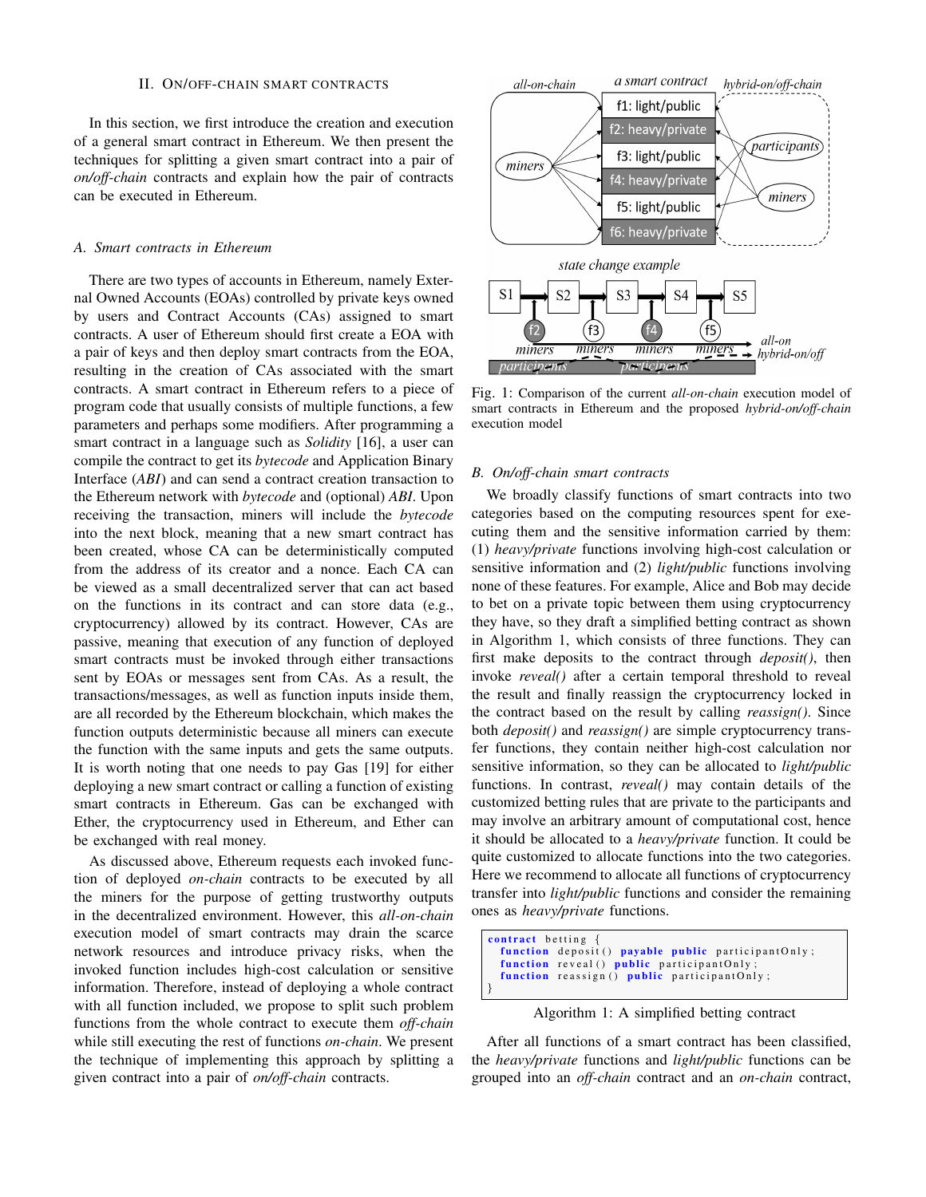## II. On/off-chain smart contracts

In this section, we first introduce the creation and execution of a general smart contract in Ethereum. We then present the techniques for splitting a given smart contract into a pair of *on/off-chain* contracts and explain how the pair of contracts can be executed in Ethereum.

### A. Smart contracts in Ethereum

There are two types of accounts in Ethereum, namely External Owned Accounts (EOAs) controlled by private keys owned by users and Contract Accounts (CAs) assigned to smart contracts. A user of Ethereum should first create a EOA with a pair of keys and then deploy smart contracts from the EOA, resulting in the creation of CAs associated with the smart contracts. A smart contract in Ethereum refers to a piece of program code that usually consists of multiple functions, a few parameters and perhaps some modifiers. After programming a smart contract in a language such as *Solidity* [16], a user can compile the contract to get its *bytecode* and Application Binary Interface (*ABI*) and can send a contract creation transaction to the Ethereum network with *bytecode* and (optional) *ABI*. Upon receiving the transaction, miners will include the *bytecode* into the next block, meaning that a new smart contract has been created, whose CA can be deterministically computed from the address of its creator and a nonce. Each CA can be viewed as a small decentralized server that can act based on the functions in its contract and can store data (e.g., cryptocurrency) allowed by its contract. However, CAs are passive, meaning that execution of any function of deployed smart contracts must be invoked through either transactions sent by EOAs or messages sent from CAs. As a result, the transactions/messages, as well as function inputs inside them, are all recorded by the Ethereum blockchain, which makes the function outputs deterministic because all miners can execute the function with the same inputs and gets the same outputs. It is worth noting that one needs to pay Gas [19] for either deploying a new smart contract or calling a function of existing smart contracts in Ethereum. Gas can be exchanged with Ether, the cryptocurrency used in Ethereum, and Ether can be exchanged with real money.

As discussed above, Ethereum requests each invoked function of deployed *on-chain* contracts to be executed by all the miners for the purpose of getting trustworthy outputs in the decentralized environment. However, this *all-on-chain* execution model of smart contracts may drain the scarce network resources and introduce privacy risks, when the invoked function includes high-cost calculation or sensitive information. Therefore, instead of deploying a whole contract with all function included, we propose to split such problem functions from the whole contract to execute them *off-chain* while still executing the rest of functions *on-chain*. We present the technique of implementing this approach by splitting a given contract into a pair of *on/off-chain* contracts.

Fig. 1: Comparison of the current *all-on-chain* execution model of smart contracts in Ethereum and the proposed *hybrid-on/off-chain* execution model

### B. On/off-chain smart contracts

We broadly classify functions of smart contracts into two categories based on the computing resources spent for executing them and the sensitive information carried by them: (1) *heavy/private* functions involving high-cost calculation or sensitive information and (2) *light/public* functions involving none of these features. For example, Alice and Bob may decide to bet on a private topic between them using cryptocurrency they have, so they draft a simplified betting contract as shown in Algorithm 1, which consists of three functions. They can first make deposits to the contract through *deposit()*, then invoke *reveal()* after a certain temporal threshold to reveal the result and finally reassign the cryptocurrency locked in the contract based on the result by calling *reassign()*. Since both *deposit()* and *reassign()* are simple cryptocurrency transfer functions, they contain neither high-cost calculation nor sensitive information, so they can be allocated to *light/public* functions. In contrast, *reveal()* may contain details of the customized betting rules that are private to the participants and may involve an arbitrary amount of computational cost, hence it should be allocated to a *heavy/private* function. It could be quite customized to allocate functions into the two categories. Here we recommend to allocate all functions of cryptocurrency transfer into *light/public* functions and consider the remaining ones as *heavy/private* functions.

```
contract betting {
  function deposit() payable public participantOnly;
  function reveal() public participantOnly;
  function reassign() public participantOnly;
}
```

Algorithm 1: A simplified betting contract

After all functions of a smart contract has been classified, the *heavy/private* functions and *light/public* functions can be grouped into an *off-chain* contract and an *on-chain* contract,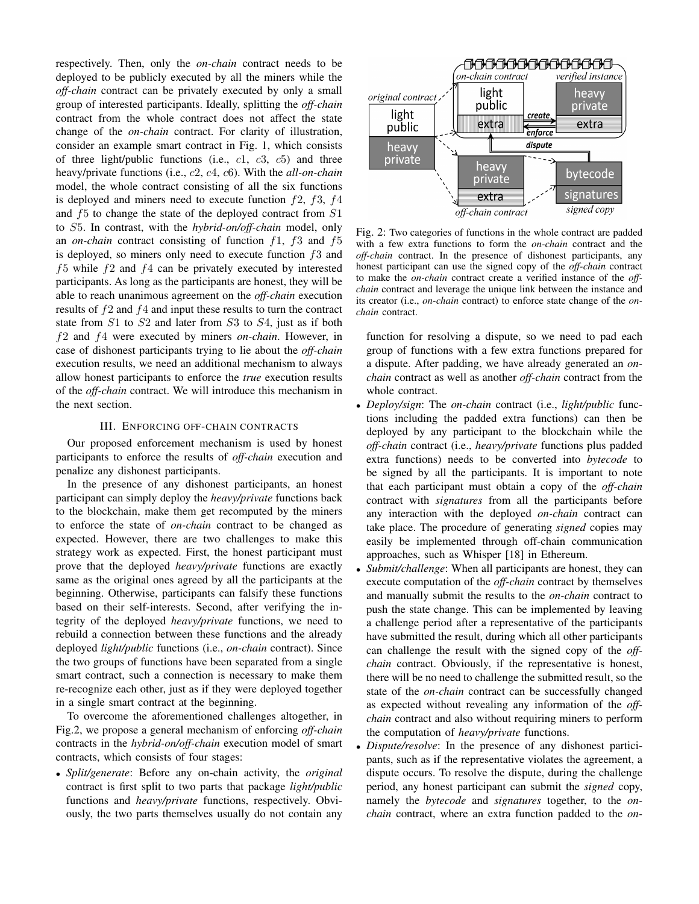respectively. Then, only the *on-chain* contract needs to be deployed to be publicly executed by all the miners while the *off-chain* contract can be privately executed by only a small group of interested participants. Ideally, splitting the *off-chain* contract from the whole contract does not affect the state change of the *on-chain* contract. For clarity of illustration, consider an example smart contract in Fig. 1, which consists of three light/public functions (i.e., $c1$, $c3$, $c5$) and three heavy/private functions (i.e., $c2$, $c4$, $c6$). With the *all-on-chain* model, the whole contract consisting of all the six functions is deployed and miners need to execute function $f2$, $f3$, $f4$ and $f5$ to change the state of the deployed contract from $S1$ to $S5$. In contrast, with the *hybrid-on/off-chain* model, only an *on-chain* contract consisting of function $f1$, $f3$ and $f5$ is deployed, so miners only need to execute function $f3$ and $f5$ while $f2$ and $f4$ can be privately executed by interested participants. As long as the participants are honest, they will be able to reach unanimous agreement on the *off-chain* execution results of $f2$ and $f4$ and input these results to turn the contract state from $S1$ to $S2$ and later from $S3$ to $S4$, just as if both $f2$ and $f4$ were executed by miners *on-chain*. However, in case of dishonest participants trying to lie about the *off-chain* execution results, we need an additional mechanism to always allow honest participants to enforce the *true* execution results of the *off-chain* contract. We will introduce this mechanism in the next section.

## III. Enforcing off-chain contracts

Our proposed enforcement mechanism is used by honest participants to enforce the results of *off-chain* execution and penalize any dishonest participants.

In the presence of any dishonest participants, an honest participant can simply deploy the *heavy/private* functions back to the blockchain, make them get recomputed by the miners to enforce the state of *on-chain* contract to be changed as expected. However, there are two challenges to make this strategy work as expected. First, the honest participant must prove that the deployed *heavy/private* functions are exactly same as the original ones agreed by all the participants at the beginning. Otherwise, participants can falsify these functions based on their self-interests. Second, after verifying the integrity of the deployed *heavy/private* functions, we need to rebuild a connection between these functions and the already deployed *light/public* functions (i.e., *on-chain* contract). Since the two groups of functions have been separated from a single smart contract, such a connection is necessary to make them re-recognize each other, just as if they were deployed together in a single smart contract at the beginning.

To overcome the aforementioned challenges altogether, in Fig.2, we propose a general mechanism of enforcing *off-chain* contracts in the *hybrid-on/off-chain* execution model of smart contracts, which consists of four stages:

- *Split/generate*: Before any on-chain activity, the *original* contract is first split to two parts that package *light/public* functions and *heavy/private* functions, respectively. Obviously, the two parts themselves usually do not contain any function for resolving a dispute, so we need to pad each group of functions with a few extra functions prepared for a dispute. After padding, we have already generated an *on-chain* contract as well as another *off-chain* contract from the whole contract.
- *Deploy/sign*: The *on-chain* contract (i.e., *light/public* functions including the padded extra functions) can then be deployed by any participant to the blockchain while the *off-chain* contract (i.e., *heavy/private* functions plus padded extra functions) needs to be converted into *bytecode* to be signed by all the participants. It is important to note that each participant must obtain a copy of the *off-chain* contract with *signatures* from all the participants before any interaction with the deployed *on-chain* contract can take place. The procedure of generating *signed* copies may easily be implemented through off-chain communication approaches, such as Whisper [18] in Ethereum.
- *Submit/challenge*: When all participants are honest, they can execute computation of the *off-chain* contract by themselves and manually submit the results to the *on-chain* contract to push the state change. This can be implemented by leaving a challenge period after a representative of the participants have submitted the result, during which all other participants can challenge the result with the signed copy of the *off-chain* contract. Obviously, if the representative is honest, there will be no need to challenge the submitted result, so the state of the *on-chain* contract can be successfully changed as expected without revealing any information of the *off-chain* contract and also without requiring miners to perform the computation of *heavy/private* functions.
- *Dispute/resolve*: In the presence of any dishonest participants, such as if the representative violates the agreement, a dispute occurs. To resolve the dispute, during the challenge period, any honest participant can submit the *signed* copy, namely the *bytecode* and *signatures* together, to the *on-chain* contract, where an extra function padded to the *on-*

Fig. 2: Two categories of functions in the whole contract are padded with a few extra functions to form the *on-chain* contract and the *off-chain* contract. In the presence of dishonest participants, any honest participant can use the signed copy of the *off-chain* contract to make the *on-chain* contract create a verified instance of the *off-chain* contract and leverage the unique link between the instance and its creator (i.e., *on-chain* contract) to enforce state change of the *on-chain* contract.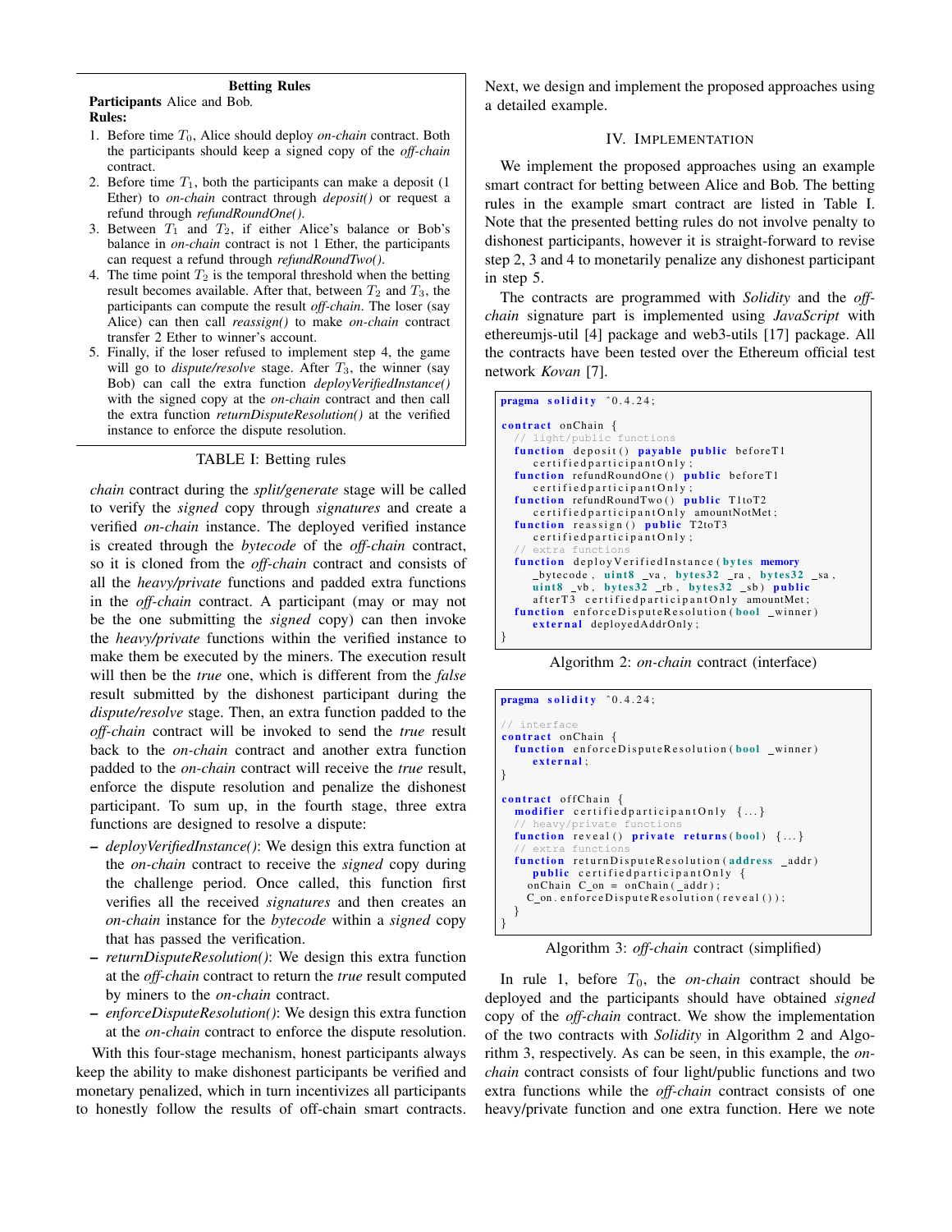**Betting Rules**

**Participants** Alice and Bob.

**Rules:**

1. Before time $T_0$, Alice should deploy *on-chain* contract. Both the participants should keep a signed copy of the *off-chain* contract.
2. Before time $T_1$, both the participants can make a deposit (1 Ether) to *on-chain* contract through *deposit()* or request a refund through *refundRoundOne()*.
3. Between $T_1$ and $T_2$, if either Alice's balance or Bob's balance in *on-chain* contract is not 1 Ether, the participants can request a refund through *refundRoundTwo()*.
4. The time point $T_2$ is the temporal threshold when the betting result becomes available. After that, between $T_2$ and $T_3$, the participants can compute the result *off-chain*. The loser (say Alice) can then call *reassign()* to make *on-chain* contract transfer 2 Ether to winner's account.
5. Finally, if the loser refused to implement step 4, the game will go to *dispute/resolve* stage. After $T_3$, the winner (say Bob) can call the extra function *deployVerifiedInstance()* with the signed copy at the *on-chain* contract and then call the extra function *returnDisputeResolution()* at the verified instance to enforce the dispute resolution.

TABLE I: Betting rules

*chain* contract during the *split/generate* stage will be called to verify the *signed* copy through *signatures* and create a verified *on-chain* instance. The deployed verified instance is created through the *bytecode* of the *off-chain* contract, so it is cloned from the *off-chain* contract and consists of all the *heavy/private* functions and padded extra functions in the *off-chain* contract. A participant (may or may not be the one submitting the *signed* copy) can then invoke the *heavy/private* functions within the verified instance to make them be executed by the miners. The execution result will then be the *true* one, which is different from the *false* result submitted by the dishonest participant during the *dispute/resolve* stage. Then, an extra function padded to the *off-chain* contract will be invoked to send the *true* result back to the *on-chain* contract and another extra function padded to the *on-chain* contract will receive the *true* result, enforce the dispute resolution and penalize the dishonest participant. To sum up, in the fourth stage, three extra functions are designed to resolve a dispute:

- *deployVerifiedInstance()*: We design this extra function at the *on-chain* contract to receive the *signed* copy during the challenge period. Once called, this function first verifies all the received *signatures* and then creates an *on-chain* instance for the *bytecode* within a *signed* copy that has passed the verification.
- *returnDisputeResolution()*: We design this extra function at the *off-chain* contract to return the *true* result computed by miners to the *on-chain* contract.
- *enforceDisputeResolution()*: We design this extra function at the *on-chain* contract to enforce the dispute resolution.

With this four-stage mechanism, honest participants always keep the ability to make dishonest participants be verified and monetary penalized, which in turn incentivizes all participants to honestly follow the results of off-chain smart contracts. Next, we design and implement the proposed approaches using a detailed example.

## IV. Implementation

We implement the proposed approaches using an example smart contract for betting between Alice and Bob. The betting rules in the example smart contract are listed in Table I. Note that the presented betting rules do not involve penalty to dishonest participants, however it is straight-forward to revise step 2, 3 and 4 to monetarily penalize any dishonest participant in step 5.

The contracts are programmed with *Solidity* and the *off-chain* signature part is implemented using *JavaScript* with ethereumjs-util [4] package and web3-utils [17] package. All the contracts have been tested over the Ethereum official test network *Kovan* [7].

```
pragma solidity ^0.4.24;

contract onChain {
  // light/public functions
  function deposit() payable public beforeT1
      certifiedparticipantOnly;
  function refundRoundOne() public beforeT1
      certifiedparticipantOnly;
  function refundRoundTwo() public T1toT2
      certifiedparticipantOnly amountNotMet;
  function reassign() public T2toT3
      certifiedparticipantOnly;
  // extra functions
  function deployVerifiedInstance(bytes memory
      _bytecode, uint8 _va, bytes32 _ra, bytes32 _sa,
      uint8 _vb, bytes32 _rb, bytes32 _sb) public
      afterT3 certifiedparticipantOnly amountMet;
  function enforceDisputeResolution(bool _winner)
      external deployedAddrOnly;
}
```

Algorithm 2: *on-chain* contract (interface)

```
pragma solidity ^0.4.24;

// interface
contract onChain {
  function enforceDisputeResolution(bool _winner)
      external;
}

contract offChain {
  modifier certifiedparticipantOnly {...}
  // heavy/private functions
  function reveal() private returns(bool) {...}
  // extra functions
  function returnDisputeResolution(address _addr)
      public certifiedparticipantOnly {
    onChain C_on = onChain(_addr);
    C_on.enforceDisputeResolution(reveal());
  }
}
```

Algorithm 3: *off-chain* contract (simplified)

In rule 1, before $T_0$, the *on-chain* contract should be deployed and the participants should have obtained *signed* copy of the *off-chain* contract. We show the implementation of the two contracts with *Solidity* in Algorithm 2 and Algorithm 3, respectively. As can be seen, in this example, the *on-chain* contract consists of four light/public functions and two extra functions while the *off-chain* contract consists of one heavy/private function and one extra function. Here we note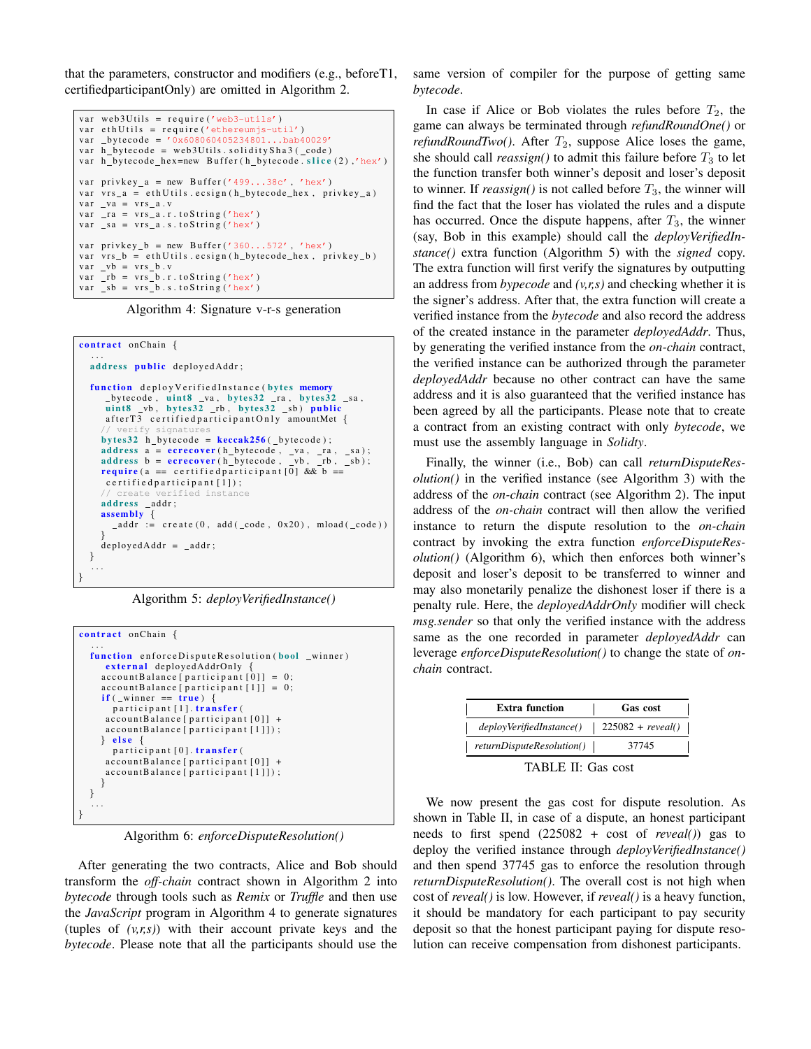that the parameters, constructor and modifiers (e.g., beforeT1, certifiedparticipantOnly) are omitted in Algorithm 2.

```
var web3Utils = require('web3-utils')
var ethUtils = require('ethereumjs-util')
var _bytecode = '0x608060405234801...bab40029'
var h_bytecode = web3Utils.soliditySha3(_code)
var h_bytecode_hex=new Buffer(h_bytecode.slice(2),'hex')

var privkey_a = new Buffer('499...38c', 'hex')
var vrs_a = ethUtils.ecsign(h_bytecode_hex, privkey_a)
var _va = vrs_a.v
var _ra = vrs_a.r.toString('hex')
var _sa = vrs_a.s.toString('hex')

var privkey_b = new Buffer('360...572', 'hex')
var vrs_b = ethUtils.ecsign(h_bytecode_hex, privkey_b)
var _vb = vrs_b.v
var _rb = vrs_b.r.toString('hex')
var _sb = vrs_b.s.toString('hex')
```

Algorithm 4: Signature v-r-s generation

```
contract onChain {
  ...
  address public deployedAddr;

  function deployVerifiedInstance(bytes memory
     _bytecode, uint8 _va, bytes32 _ra, bytes32 _sa,
     uint8 _vb, bytes32 _rb, bytes32 _sb) public
     afterT3 certifiedparticipantOnly amountMet {
    // verify signatures
    bytes32 h_bytecode = keccak256(_bytecode);
    address a = ecrecover(h_bytecode, _va, _ra, _sa);
    address b = ecrecover(h_bytecode, _vb, _rb, _sb);
    require(a == certifiedparticipant[0] && b ==
     certifiedparticipant[1]);
    // create verified instance
    address _addr;
    assembly {
      _addr := create(0, add(_code, 0x20), mload(_code))
    }
    deployedAddr = _addr;
  }
  ...
}
```

Algorithm 5: *deployVerifiedInstance()*

```
contract onChain {
  ...
  function enforceDisputeResolution(bool _winner)
     external deployedAddrOnly {
    accountBalance[participant[0]] = 0;
    accountBalance[participant[1]] = 0;
    if(_winner == true) {
      participant[1].transfer(
     accountBalance[participant[0]] +
     accountBalance[participant[1]]);
    } else {
      participant[0].transfer(
     accountBalance[participant[0]] +
     accountBalance[participant[1]]);
    }
  }
  ...
}
```

Algorithm 6: *enforceDisputeResolution()*

After generating the two contracts, Alice and Bob should transform the *off-chain* contract shown in Algorithm 2 into *bytecode* through tools such as *Remix* or *Truffle* and then use the *JavaScript* program in Algorithm 4 to generate signatures (tuples of *(v,r,s)*) with their account private keys and the *bytecode*. Please note that all the participants should use the same version of compiler for the purpose of getting same *bytecode*.

In case if Alice or Bob violates the rules before $T_2$, the game can always be terminated through *refundRoundOne()* or *refundRoundTwo()*. After $T_2$, suppose Alice loses the game, she should call *reassign()* to admit this failure before $T_3$ to let the function transfer both winner's deposit and loser's deposit to winner. If *reassign()* is not called before $T_3$, the winner will find the fact that the loser has violated the rules and a dispute has occurred. Once the dispute happens, after $T_3$, the winner (say, Bob in this example) should call the *deployVerifiedInstance()* extra function (Algorithm 5) with the *signed* copy. The extra function will first verify the signatures by outputting an address from *bypecode* and *(v,r,s)* and checking whether it is the signer's address. After that, the extra function will create a verified instance from the *bytecode* and also record the address of the created instance in the parameter *deployedAddr*. Thus, by generating the verified instance from the *on-chain* contract, the verified instance can be authorized through the parameter *deployedAddr* because no other contract can have the same address and it is also guaranteed that the verified instance has been agreed by all the participants. Please note that to create a contract from an existing contract with only *bytecode*, we must use the assembly language in *Solidty*.

Finally, the winner (i.e., Bob) can call *returnDisputeResolution()* in the verified instance (see Algorithm 3) with the address of the *on-chain* contract (see Algorithm 2). The input address of the *on-chain* contract will then allow the verified instance to return the dispute resolution to the *on-chain* contract by invoking the extra function *enforceDisputeResolution()* (Algorithm 6), which then enforces both winner's deposit and loser's deposit to be transferred to winner and may also monetarily penalize the dishonest loser if there is a penalty rule. Here, the *deployedAddrOnly* modifier will check *msg.sender* so that only the verified instance with the address same as the one recorded in parameter *deployedAddr* can leverage *enforceDisputeResolution()* to change the state of *on-chain* contract.

| Extra function | Gas cost |
|---|---|
| *deployVerifiedInstance()* | 225082 + *reveal()* |
| *returnDisputeResolution()* | 37745 |

TABLE II: Gas cost

We now present the gas cost for dispute resolution. As shown in Table II, in case of a dispute, an honest participant needs to first spend (225082 + cost of *reveal()*) gas to deploy the verified instance through *deployVerifiedInstance()* and then spend 37745 gas to enforce the resolution through *returnDisputeResolution()*. The overall cost is not high when cost of *reveal()* is low. However, if *reveal()* is a heavy function, it should be mandatory for each participant to pay security deposit so that the honest participant paying for dispute resolution can receive compensation from dishonest participants.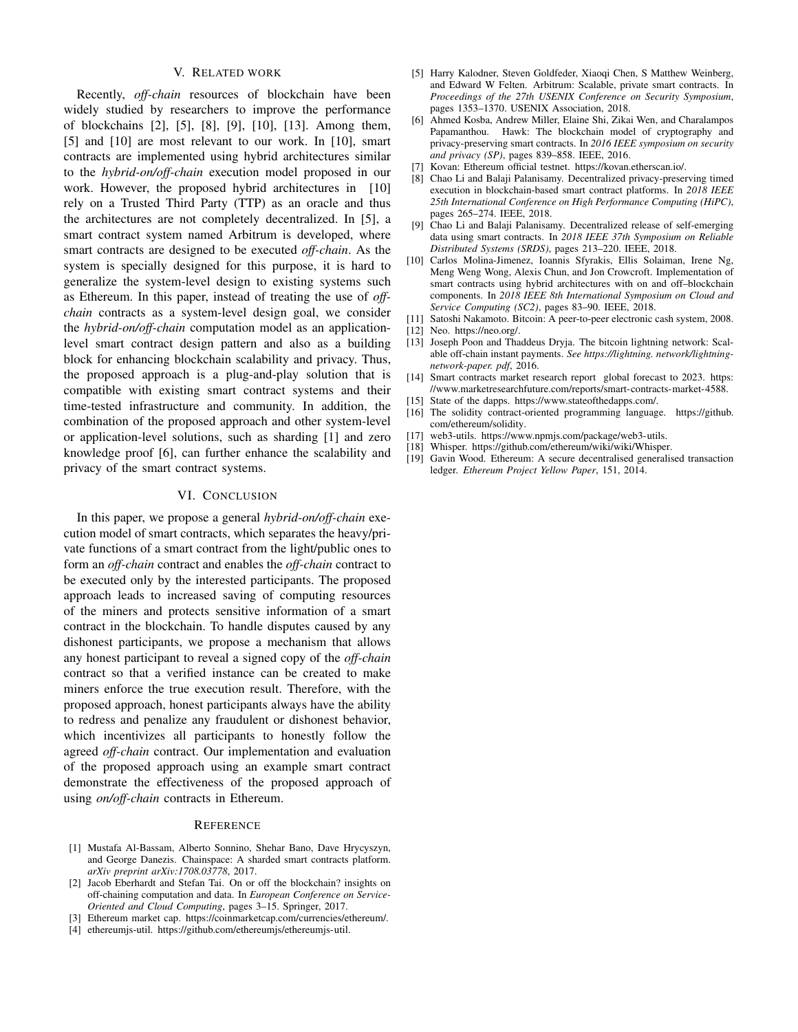## V. Related work

Recently, *off-chain* resources of blockchain have been widely studied by researchers to improve the performance of blockchains [2], [5], [8], [9], [10], [13]. Among them, [5] and [10] are most relevant to our work. In [10], smart contracts are implemented using hybrid architectures similar to the *hybrid-on/off-chain* execution model proposed in our work. However, the proposed hybrid architectures in [10] rely on a Trusted Third Party (TTP) as an oracle and thus the architectures are not completely decentralized. In [5], a smart contract system named Arbitrum is developed, where smart contracts are designed to be executed *off-chain*. As the system is specially designed for this purpose, it is hard to generalize the system-level design to existing systems such as Ethereum. In this paper, instead of treating the use of *off-chain* contracts as a system-level design goal, we consider the *hybrid-on/off-chain* computation model as an application-level smart contract design pattern and also as a building block for enhancing blockchain scalability and privacy. Thus, the proposed approach is a plug-and-play solution that is compatible with existing smart contract systems and their time-tested infrastructure and community. In addition, the combination of the proposed approach and other system-level or application-level solutions, such as sharding [1] and zero knowledge proof [6], can further enhance the scalability and privacy of the smart contract systems.

## VI. Conclusion

In this paper, we propose a general *hybrid-on/off-chain* execution model of smart contracts, which separates the heavy/private functions of a smart contract from the light/public ones to form an *off-chain* contract and enables the *off-chain* contract to be executed only by the interested participants. The proposed approach leads to increased saving of computing resources of the miners and protects sensitive information of a smart contract in the blockchain. To handle disputes caused by any dishonest participants, we propose a mechanism that allows any honest participant to reveal a signed copy of the *off-chain* contract so that a verified instance can be created to make miners enforce the true execution result. Therefore, with the proposed approach, honest participants always have the ability to redress and penalize any fraudulent or dishonest behavior, which incentivizes all participants to honestly follow the agreed *off-chain* contract. Our implementation and evaluation of the proposed approach using an example smart contract demonstrate the effectiveness of the proposed approach of using *on/off-chain* contracts in Ethereum.

## Reference

[1] Mustafa Al-Bassam, Alberto Sonnino, Shehar Bano, Dave Hrycyszyn, and George Danezis. Chainspace: A sharded smart contracts platform. *arXiv preprint arXiv:1708.03778*, 2017.

[2] Jacob Eberhardt and Stefan Tai. On or off the blockchain? insights on off-chaining computation and data. In *European Conference on Service-Oriented and Cloud Computing*, pages 3–15. Springer, 2017.

[3] Ethereum market cap. https://coinmarketcap.com/currencies/ethereum/.

[4] ethereumjs-util. https://github.com/ethereumjs/ethereumjs-util.

[5] Harry Kalodner, Steven Goldfeder, Xiaoqi Chen, S Matthew Weinberg, and Edward W Felten. Arbitrum: Scalable, private smart contracts. In *Proceedings of the 27th USENIX Conference on Security Symposium*, pages 1353–1370. USENIX Association, 2018.

[6] Ahmed Kosba, Andrew Miller, Elaine Shi, Zikai Wen, and Charalampos Papamanthou. Hawk: The blockchain model of cryptography and privacy-preserving smart contracts. In *2016 IEEE symposium on security and privacy (SP)*, pages 839–858. IEEE, 2016.

[7] Kovan: Ethereum official testnet. https://kovan.etherscan.io/.

[8] Chao Li and Balaji Palanisamy. Decentralized privacy-preserving timed execution in blockchain-based smart contract platforms. In *2018 IEEE 25th International Conference on High Performance Computing (HiPC)*, pages 265–274. IEEE, 2018.

[9] Chao Li and Balaji Palanisamy. Decentralized release of self-emerging data using smart contracts. In *2018 IEEE 37th Symposium on Reliable Distributed Systems (SRDS)*, pages 213–220. IEEE, 2018.

[10] Carlos Molina-Jimenez, Ioannis Sfyrakis, Ellis Solaiman, Irene Ng, Meng Weng Wong, Alexis Chun, and Jon Crowcroft. Implementation of smart contracts using hybrid architectures with on and off–blockchain components. In *2018 IEEE 8th International Symposium on Cloud and Service Computing (SC2)*, pages 83–90. IEEE, 2018.

[11] Satoshi Nakamoto. Bitcoin: A peer-to-peer electronic cash system, 2008.

[12] Neo. https://neo.org/.

[13] Joseph Poon and Thaddeus Dryja. The bitcoin lightning network: Scalable off-chain instant payments. *See https://lightning. network/lightning-network-paper. pdf*, 2016.

[14] Smart contracts market research report global forecast to 2023. https://www.marketresearchfuture.com/reports/smart-contracts-market-4588.

[15] State of the dapps. https://www.stateofthedapps.com/.

[16] The solidity contract-oriented programming language. https://github.com/ethereum/solidity.

[17] web3-utils. https://www.npmjs.com/package/web3-utils.

[18] Whisper. https://github.com/ethereum/wiki/wiki/Whisper.

[19] Gavin Wood. Ethereum: A secure decentralised generalised transaction ledger. *Ethereum Project Yellow Paper*, 151, 2014.